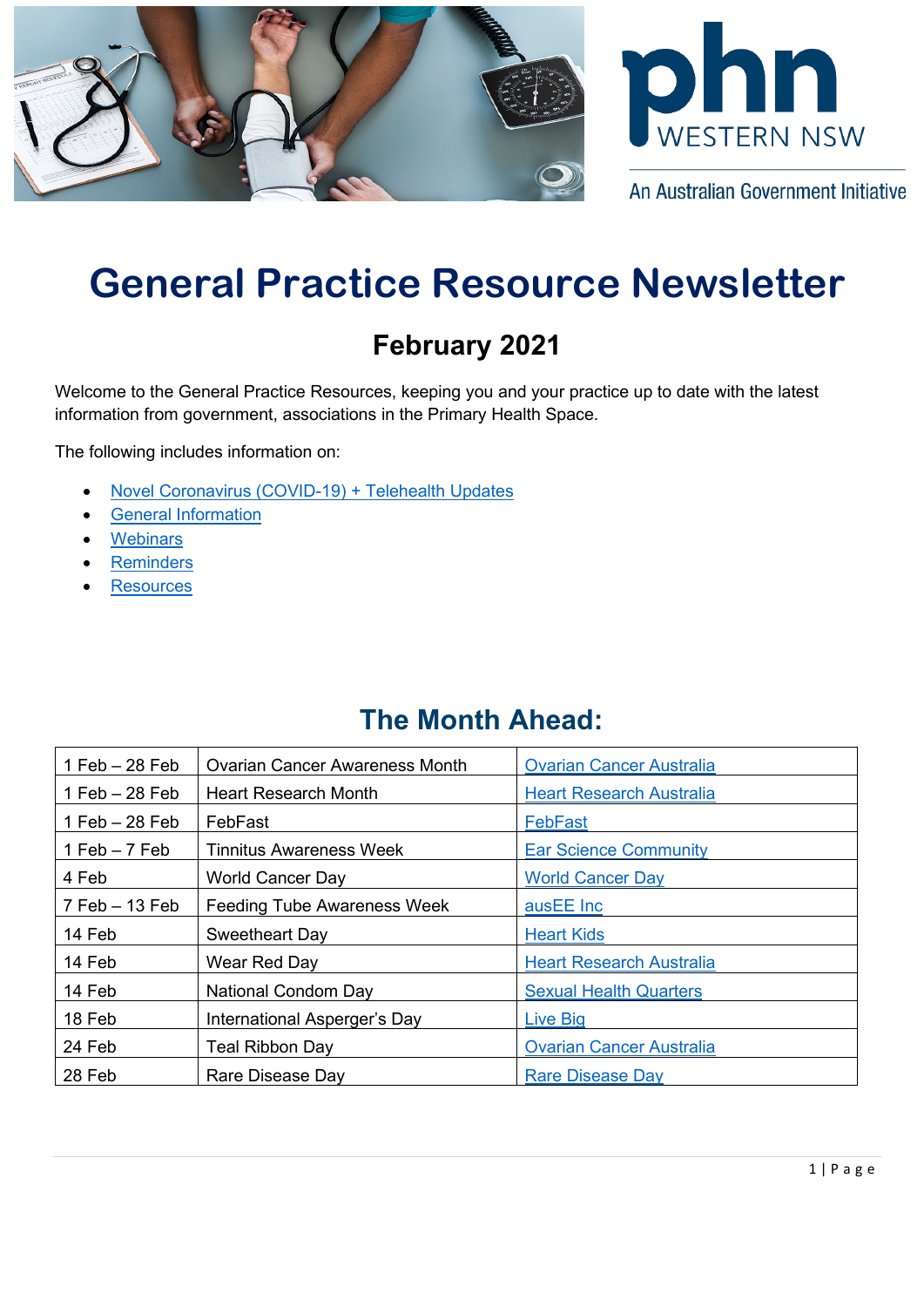phn WESTERN NSW

An Australian Government Initiative

# General Practice Resource Newsletter

## February 2021

Welcome to the General Practice Resources, keeping you and your practice up to date with the latest information from government, associations in the Primary Health Space.

The following includes information on:

- Novel Coronavirus (COVID-19) + Telehealth Updates
- General Information
- Webinars
- Reminders
- Resources

## The Month Ahead:

| | | |
|---|---|---|
| 1 Feb – 28 Feb | Ovarian Cancer Awareness Month | Ovarian Cancer Australia |
| 1 Feb – 28 Feb | Heart Research Month | Heart Research Australia |
| 1 Feb – 28 Feb | FebFast | FebFast |
| 1 Feb – 7 Feb | Tinnitus Awareness Week | Ear Science Community |
| 4 Feb | World Cancer Day | World Cancer Day |
| 7 Feb – 13 Feb | Feeding Tube Awareness Week | ausEE Inc |
| 14 Feb | Sweetheart Day | Heart Kids |
| 14 Feb | Wear Red Day | Heart Research Australia |
| 14 Feb | National Condom Day | Sexual Health Quarters |
| 18 Feb | International Asperger's Day | Live Big |
| 24 Feb | Teal Ribbon Day | Ovarian Cancer Australia |
| 28 Feb | Rare Disease Day | Rare Disease Day |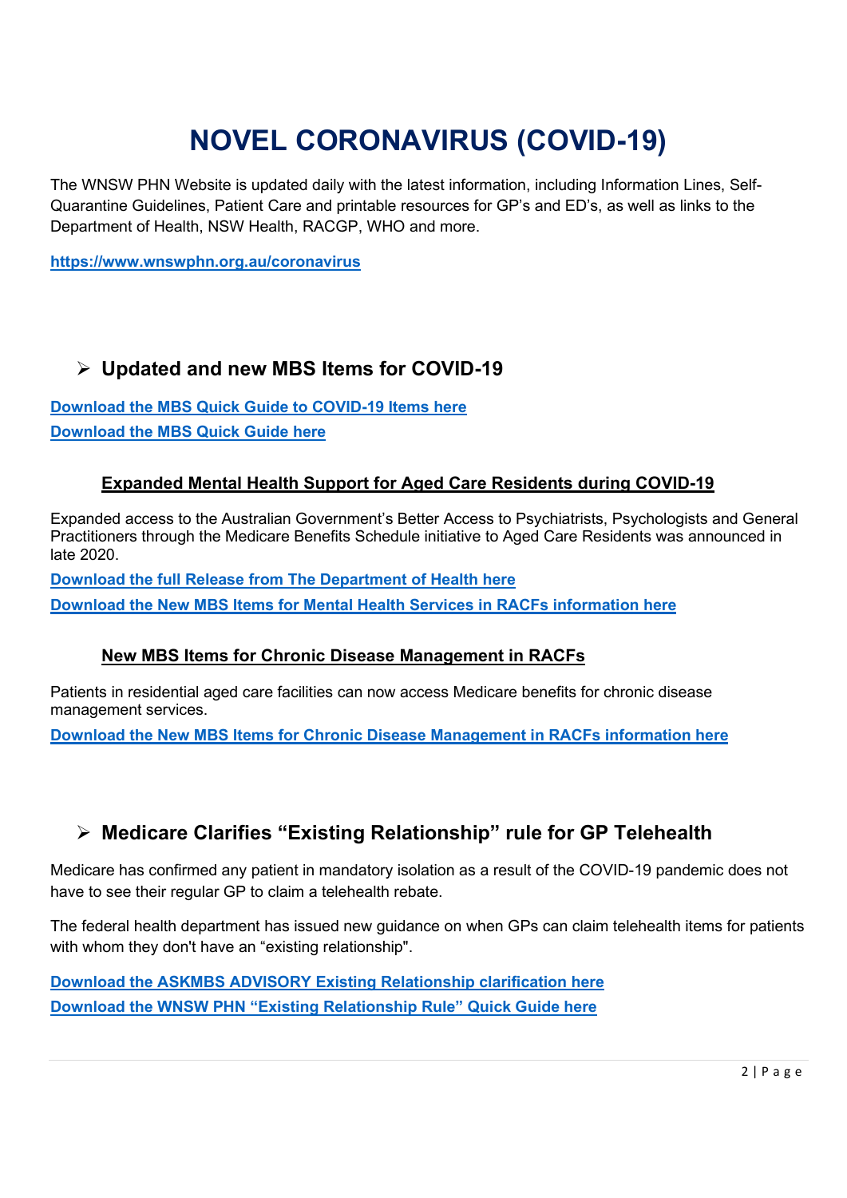# NOVEL CORONAVIRUS (COVID-19)

The WNSW PHN Website is updated daily with the latest information, including Information Lines, Self-Quarantine Guidelines, Patient Care and printable resources for GP's and ED's, as well as links to the Department of Health, NSW Health, RACGP, WHO and more.

**https://www.wnswphn.org.au/coronavirus**

## ➢ Updated and new MBS Items for COVID-19

**Download the MBS Quick Guide to COVID-19 Items here**
**Download the MBS Quick Guide here**

### Expanded Mental Health Support for Aged Care Residents during COVID-19

Expanded access to the Australian Government's Better Access to Psychiatrists, Psychologists and General Practitioners through the Medicare Benefits Schedule initiative to Aged Care Residents was announced in late 2020.

**Download the full Release from The Department of Health here**

**Download the New MBS Items for Mental Health Services in RACFs information here**

### New MBS Items for Chronic Disease Management in RACFs

Patients in residential aged care facilities can now access Medicare benefits for chronic disease management services.

**Download the New MBS Items for Chronic Disease Management in RACFs information here**

## ➢ Medicare Clarifies "Existing Relationship" rule for GP Telehealth

Medicare has confirmed any patient in mandatory isolation as a result of the COVID-19 pandemic does not have to see their regular GP to claim a telehealth rebate.

The federal health department has issued new guidance on when GPs can claim telehealth items for patients with whom they don't have an "existing relationship".

**Download the ASKMBS ADVISORY Existing Relationship clarification here**
**Download the WNSW PHN "Existing Relationship Rule" Quick Guide here**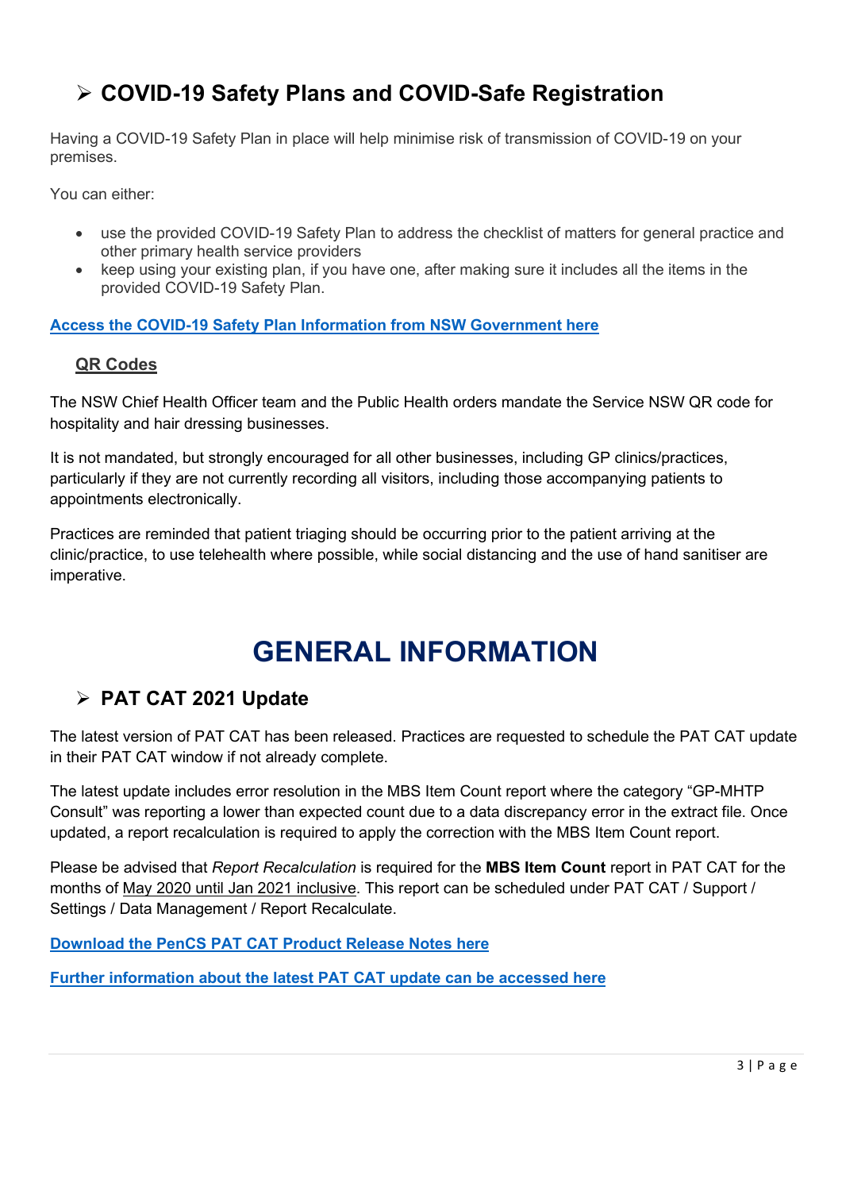## ➢ COVID-19 Safety Plans and COVID-Safe Registration

Having a COVID-19 Safety Plan in place will help minimise risk of transmission of COVID-19 on your premises.

You can either:

- use the provided COVID-19 Safety Plan to address the checklist of matters for general practice and other primary health service providers
- keep using your existing plan, if you have one, after making sure it includes all the items in the provided COVID-19 Safety Plan.

**Access the COVID-19 Safety Plan Information from NSW Government here**

### QR Codes

The NSW Chief Health Officer team and the Public Health orders mandate the Service NSW QR code for hospitality and hair dressing businesses.

It is not mandated, but strongly encouraged for all other businesses, including GP clinics/practices, particularly if they are not currently recording all visitors, including those accompanying patients to appointments electronically.

Practices are reminded that patient triaging should be occurring prior to the patient arriving at the clinic/practice, to use telehealth where possible, while social distancing and the use of hand sanitiser are imperative.

# GENERAL INFORMATION

## ➢ PAT CAT 2021 Update

The latest version of PAT CAT has been released. Practices are requested to schedule the PAT CAT update in their PAT CAT window if not already complete.

The latest update includes error resolution in the MBS Item Count report where the category "GP-MHTP Consult" was reporting a lower than expected count due to a data discrepancy error in the extract file. Once updated, a report recalculation is required to apply the correction with the MBS Item Count report.

Please be advised that *Report Recalculation* is required for the **MBS Item Count** report in PAT CAT for the months of May 2020 until Jan 2021 inclusive. This report can be scheduled under PAT CAT / Support / Settings / Data Management / Report Recalculate.

**Download the PenCS PAT CAT Product Release Notes here**

**Further information about the latest PAT CAT update can be accessed here**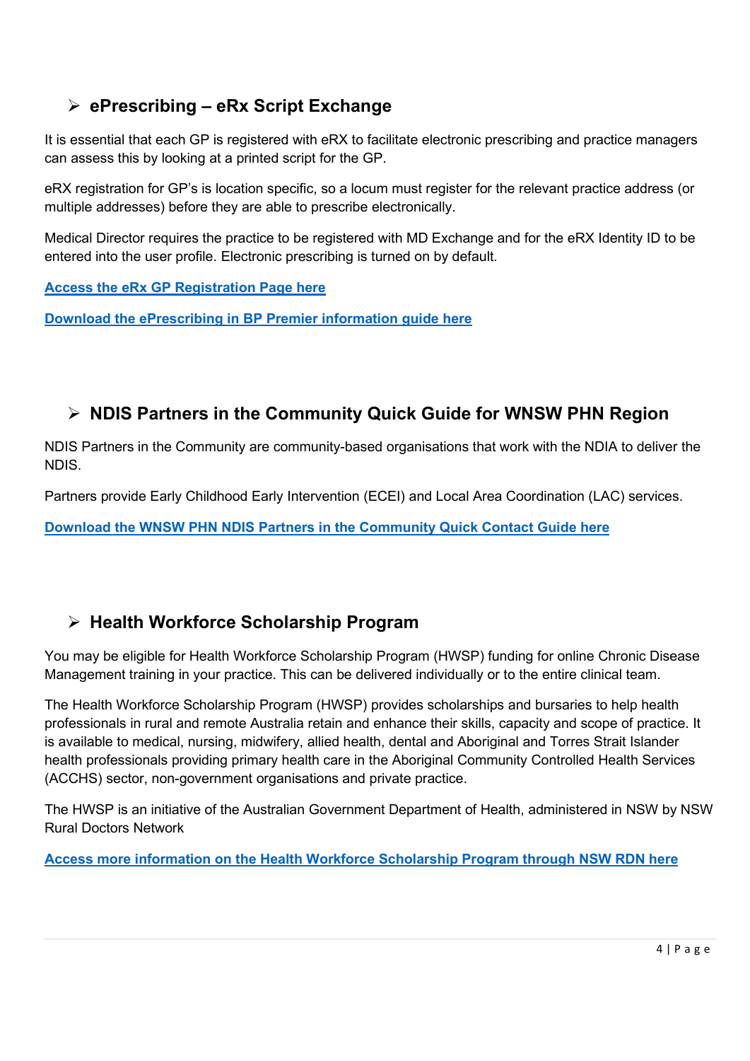## ➢ ePrescribing – eRx Script Exchange

It is essential that each GP is registered with eRX to facilitate electronic prescribing and practice managers can assess this by looking at a printed script for the GP.

eRX registration for GP's is location specific, so a locum must register for the relevant practice address (or multiple addresses) before they are able to prescribe electronically.

Medical Director requires the practice to be registered with MD Exchange and for the eRX Identity ID to be entered into the user profile. Electronic prescribing is turned on by default.

**Access the eRx GP Registration Page here**

**Download the ePrescribing in BP Premier information guide here**

## ➢ NDIS Partners in the Community Quick Guide for WNSW PHN Region

NDIS Partners in the Community are community-based organisations that work with the NDIA to deliver the NDIS.

Partners provide Early Childhood Early Intervention (ECEI) and Local Area Coordination (LAC) services.

**Download the WNSW PHN NDIS Partners in the Community Quick Contact Guide here**

## ➢ Health Workforce Scholarship Program

You may be eligible for Health Workforce Scholarship Program (HWSP) funding for online Chronic Disease Management training in your practice. This can be delivered individually or to the entire clinical team.

The Health Workforce Scholarship Program (HWSP) provides scholarships and bursaries to help health professionals in rural and remote Australia retain and enhance their skills, capacity and scope of practice. It is available to medical, nursing, midwifery, allied health, dental and Aboriginal and Torres Strait Islander health professionals providing primary health care in the Aboriginal Community Controlled Health Services (ACCHS) sector, non-government organisations and private practice.

The HWSP is an initiative of the Australian Government Department of Health, administered in NSW by NSW Rural Doctors Network

**Access more information on the Health Workforce Scholarship Program through NSW RDN here**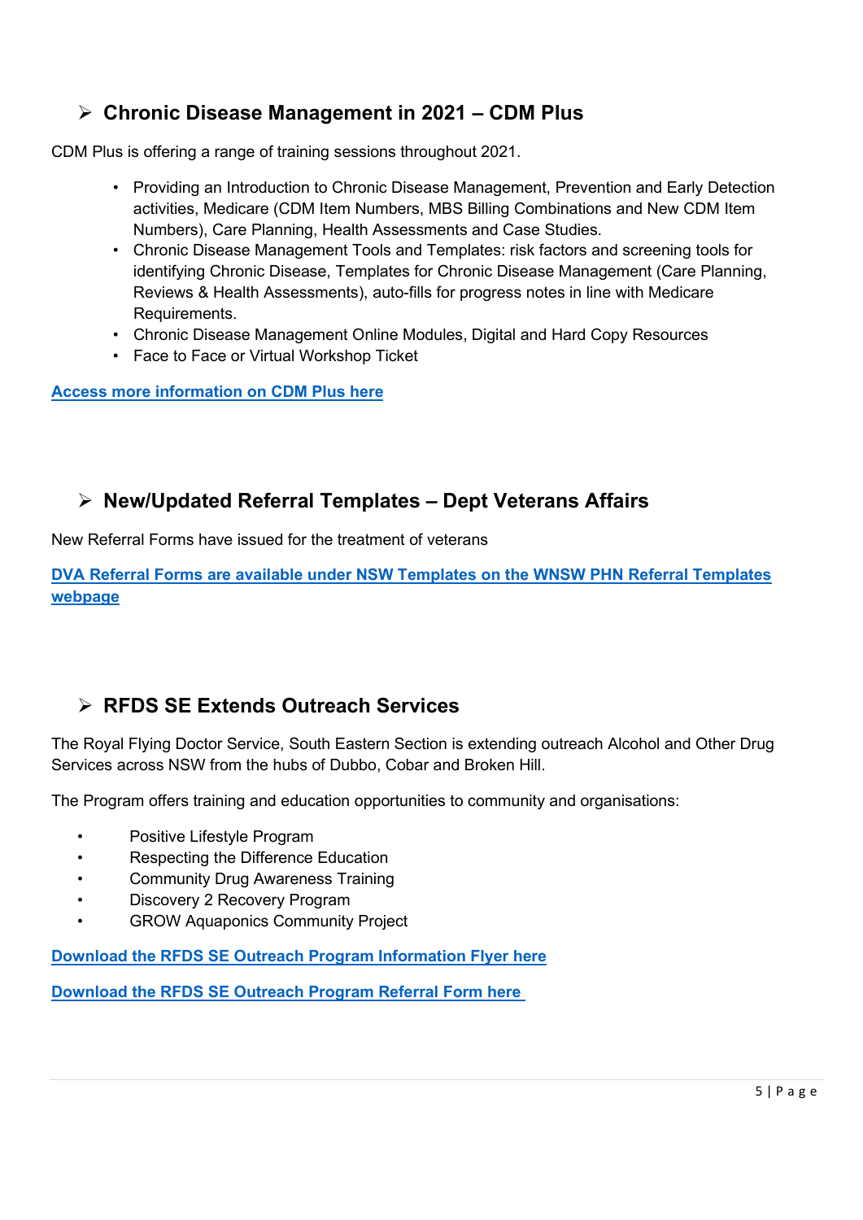## ➢ Chronic Disease Management in 2021 – CDM Plus

CDM Plus is offering a range of training sessions throughout 2021.

- Providing an Introduction to Chronic Disease Management, Prevention and Early Detection activities, Medicare (CDM Item Numbers, MBS Billing Combinations and New CDM Item Numbers), Care Planning, Health Assessments and Case Studies.
- Chronic Disease Management Tools and Templates: risk factors and screening tools for identifying Chronic Disease, Templates for Chronic Disease Management (Care Planning, Reviews & Health Assessments), auto-fills for progress notes in line with Medicare Requirements.
- Chronic Disease Management Online Modules, Digital and Hard Copy Resources
- Face to Face or Virtual Workshop Ticket

**Access more information on CDM Plus here**

## ➢ New/Updated Referral Templates – Dept Veterans Affairs

New Referral Forms have issued for the treatment of veterans

**DVA Referral Forms are available under NSW Templates on the WNSW PHN Referral Templates webpage**

## ➢ RFDS SE Extends Outreach Services

The Royal Flying Doctor Service, South Eastern Section is extending outreach Alcohol and Other Drug Services across NSW from the hubs of Dubbo, Cobar and Broken Hill.

The Program offers training and education opportunities to community and organisations:

- Positive Lifestyle Program
- Respecting the Difference Education
- Community Drug Awareness Training
- Discovery 2 Recovery Program
- GROW Aquaponics Community Project

**Download the RFDS SE Outreach Program Information Flyer here**

**Download the RFDS SE Outreach Program Referral Form here**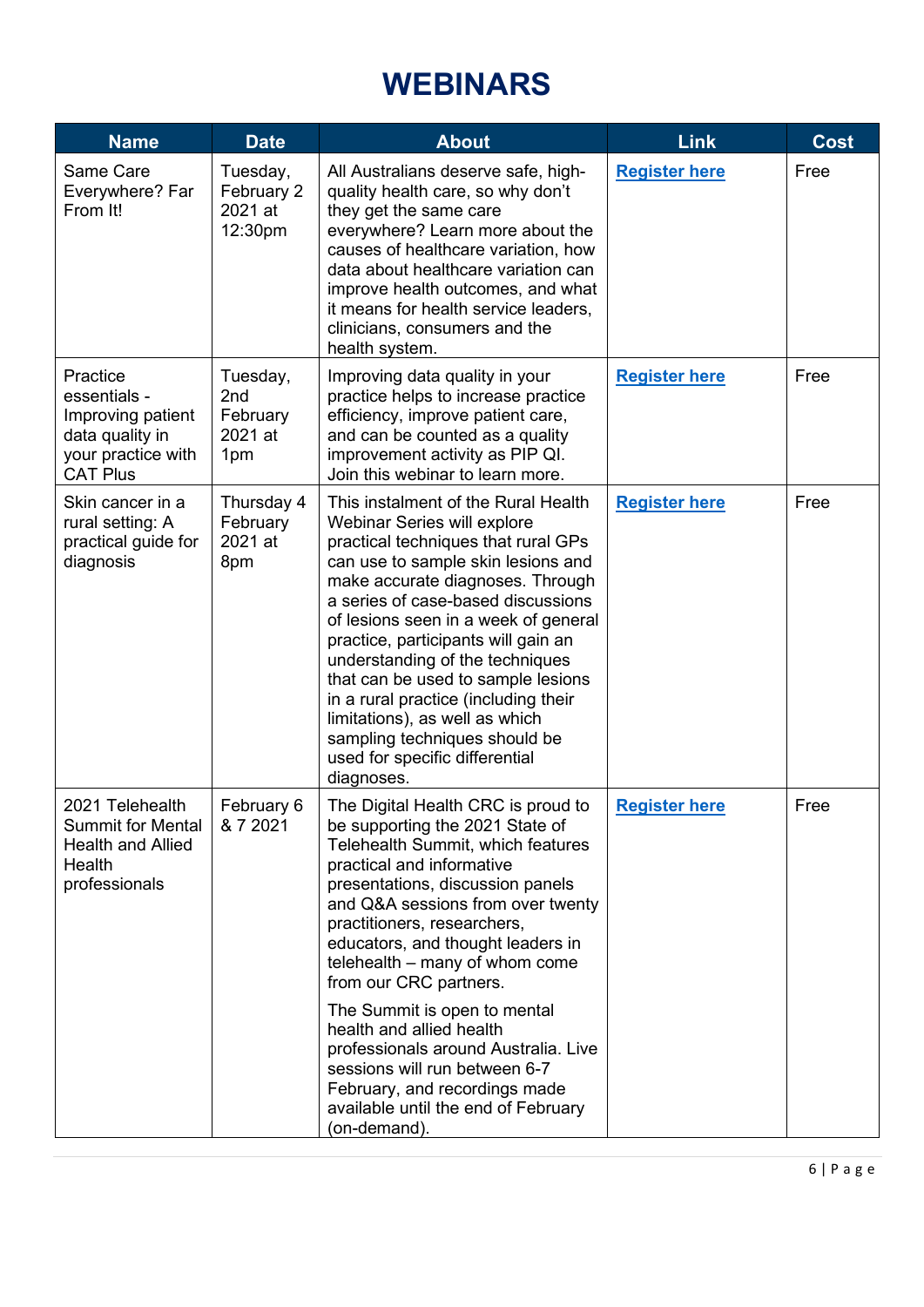# WEBINARS

| Name | Date | About | Link | Cost |
| --- | --- | --- | --- | --- |
| Same Care Everywhere? Far From It! | Tuesday, February 2 2021 at 12:30pm | All Australians deserve safe, high-quality health care, so why don't they get the same care everywhere? Learn more about the causes of healthcare variation, how data about healthcare variation can improve health outcomes, and what it means for health service leaders, clinicians, consumers and the health system. | **Register here** | Free |
| Practice essentials - Improving patient data quality in your practice with CAT Plus | Tuesday, 2nd February 2021 at 1pm | Improving data quality in your practice helps to increase practice efficiency, improve patient care, and can be counted as a quality improvement activity as PIP QI. Join this webinar to learn more. | **Register here** | Free |
| Skin cancer in a rural setting: A practical guide for diagnosis | Thursday 4 February 2021 at 8pm | This instalment of the Rural Health Webinar Series will explore practical techniques that rural GPs can use to sample skin lesions and make accurate diagnoses. Through a series of case-based discussions of lesions seen in a week of general practice, participants will gain an understanding of the techniques that can be used to sample lesions in a rural practice (including their limitations), as well as which sampling techniques should be used for specific differential diagnoses. | **Register here** | Free |
| 2021 Telehealth Summit for Mental Health and Allied Health professionals | February 6 & 7 2021 | The Digital Health CRC is proud to be supporting the 2021 State of Telehealth Summit, which features practical and informative presentations, discussion panels and Q&A sessions from over twenty practitioners, researchers, educators, and thought leaders in telehealth – many of whom come from our CRC partners.<br><br>The Summit is open to mental health and allied health professionals around Australia. Live sessions will run between 6-7 February, and recordings made available until the end of February (on-demand). | **Register here** | Free |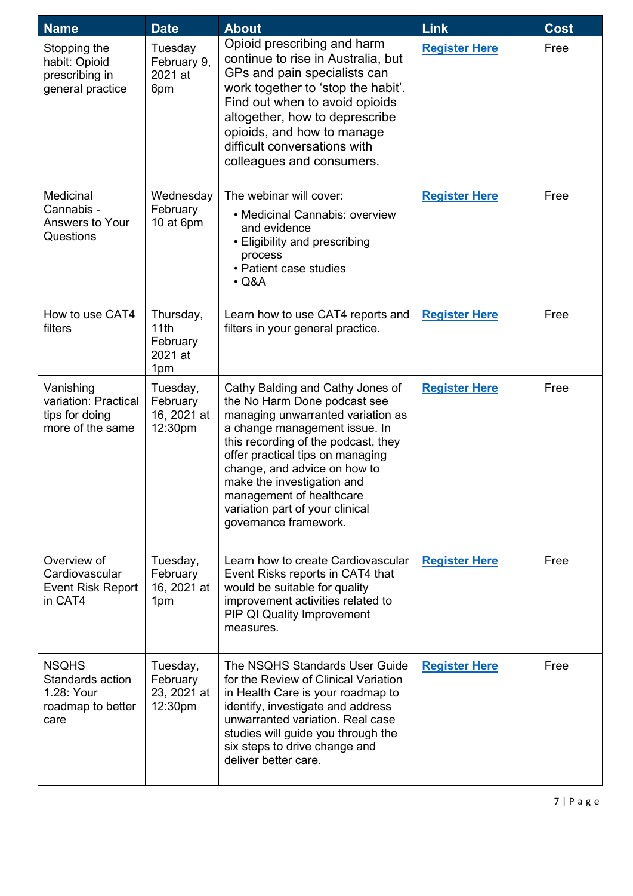| Name | Date | About | Link | Cost |
|---|---|---|---|---|
| Stopping the habit: Opioid prescribing in general practice | Tuesday February 9, 2021 at 6pm | Opioid prescribing and harm continue to rise in Australia, but GPs and pain specialists can work together to 'stop the habit'. Find out when to avoid opioids altogether, how to deprescribe opioids, and how to manage difficult conversations with colleagues and consumers. | **Register Here** | Free |
| Medicinal Cannabis - Answers to Your Questions | Wednesday February 10 at 6pm | The webinar will cover: • Medicinal Cannabis: overview and evidence • Eligibility and prescribing process • Patient case studies • Q&A | **Register Here** | Free |
| How to use CAT4 filters | Thursday, 11th February 2021 at 1pm | Learn how to use CAT4 reports and filters in your general practice. | **Register Here** | Free |
| Vanishing variation: Practical tips for doing more of the same | Tuesday, February 16, 2021 at 12:30pm | Cathy Balding and Cathy Jones of the No Harm Done podcast see managing unwarranted variation as a change management issue. In this recording of the podcast, they offer practical tips on managing change, and advice on how to make the investigation and management of healthcare variation part of your clinical governance framework. | **Register Here** | Free |
| Overview of Cardiovascular Event Risk Report in CAT4 | Tuesday, February 16, 2021 at 1pm | Learn how to create Cardiovascular Event Risks reports in CAT4 that would be suitable for quality improvement activities related to PIP QI Quality Improvement measures. | **Register Here** | Free |
| NSQHS Standards action 1.28: Your roadmap to better care | Tuesday, February 23, 2021 at 12:30pm | The NSQHS Standards User Guide for the Review of Clinical Variation in Health Care is your roadmap to identify, investigate and address unwarranted variation. Real case studies will guide you through the six steps to drive change and deliver better care. | **Register Here** | Free |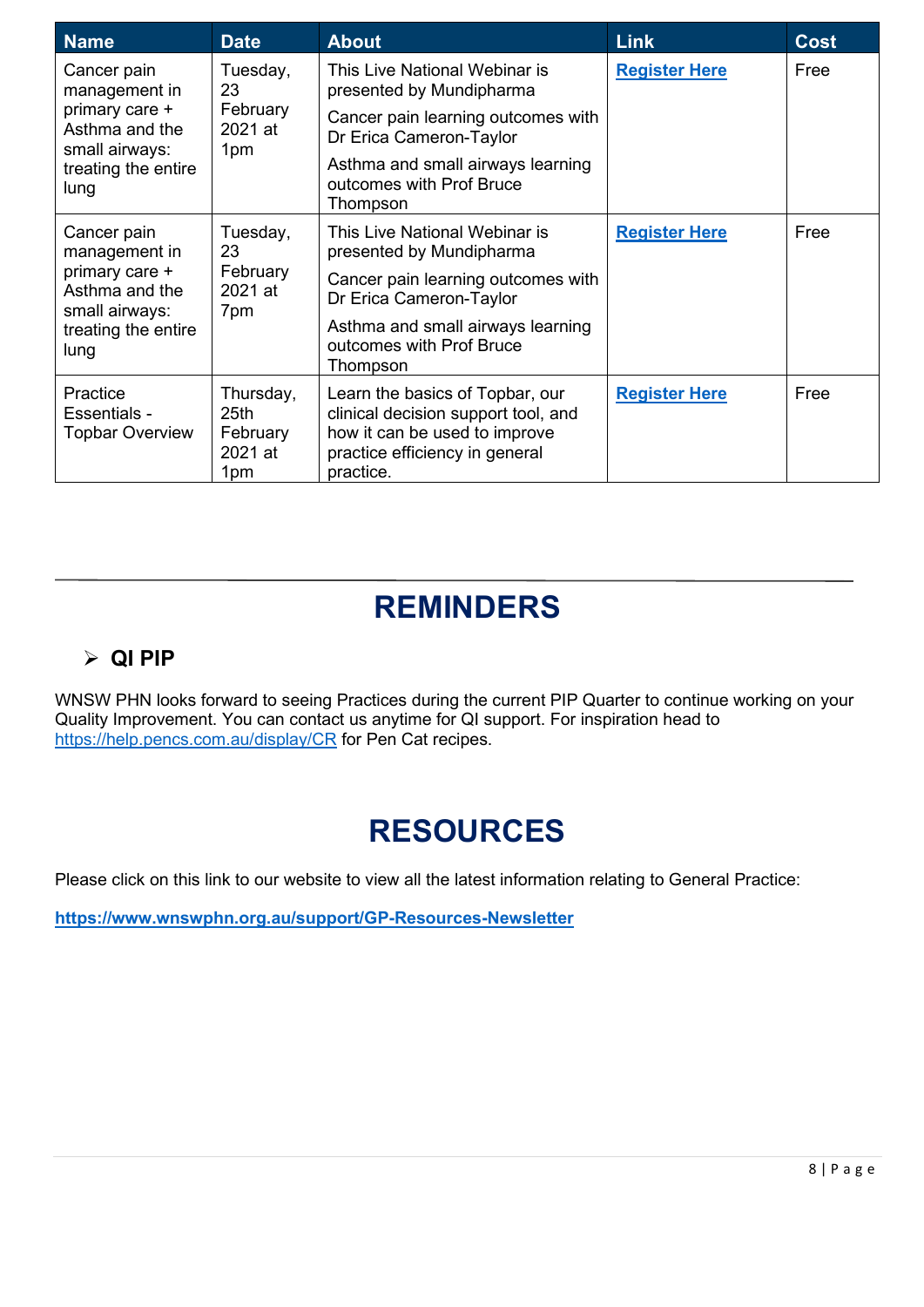| Name | Date | About | Link | Cost |
|---|---|---|---|---|
| Cancer pain management in primary care + Asthma and the small airways: treating the entire lung | Tuesday, 23 February 2021 at 1pm | This Live National Webinar is presented by Mundipharma<br>Cancer pain learning outcomes with Dr Erica Cameron-Taylor<br>Asthma and small airways learning outcomes with Prof Bruce Thompson | **Register Here** | Free |
| Cancer pain management in primary care + Asthma and the small airways: treating the entire lung | Tuesday, 23 February 2021 at 7pm | This Live National Webinar is presented by Mundipharma<br>Cancer pain learning outcomes with Dr Erica Cameron-Taylor<br>Asthma and small airways learning outcomes with Prof Bruce Thompson | **Register Here** | Free |
| Practice Essentials - Topbar Overview | Thursday, 25th February 2021 at 1pm | Learn the basics of Topbar, our clinical decision support tool, and how it can be used to improve practice efficiency in general practice. | **Register Here** | Free |

# REMINDERS

- **QI PIP**

WNSW PHN looks forward to seeing Practices during the current PIP Quarter to continue working on your Quality Improvement. You can contact us anytime for QI support. For inspiration head to https://help.pencs.com.au/display/CR for Pen Cat recipes.

# RESOURCES

Please click on this link to our website to view all the latest information relating to General Practice:

**https://www.wnswphn.org.au/support/GP-Resources-Newsletter**